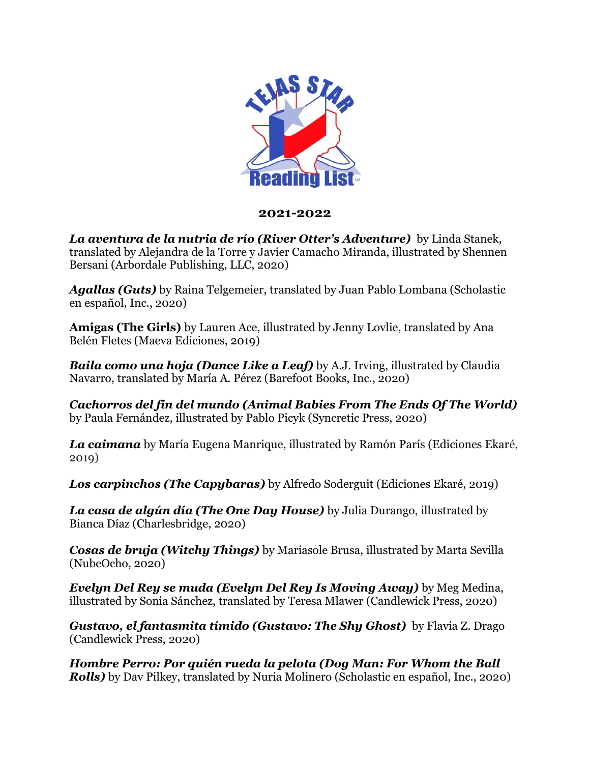# 2021-2022

***La aventura de la nutria de río (River Otter's Adventure)*** by Linda Stanek, translated by Alejandra de la Torre y Javier Camacho Miranda, illustrated by Shennen Bersani (Arbordale Publishing, LLC, 2020)

***Agallas (Guts)*** by Raina Telgemeier, translated by Juan Pablo Lombana (Scholastic en español, Inc., 2020)

**Amigas (The Girls)** by Lauren Ace, illustrated by Jenny Lovlie, translated by Ana Belén Fletes (Maeva Ediciones, 2019)

***Baila como una hoja (Dance Like a Leaf)*** by A.J. Irving, illustrated by Claudia Navarro, translated by María A. Pérez (Barefoot Books, Inc., 2020)

***Cachorros del fin del mundo (Animal Babies From The Ends Of The World)*** by Paula Fernández, illustrated by Pablo Picyk (Syncretic Press, 2020)

***La caimana*** by María Eugena Manrique, illustrated by Ramón París (Ediciones Ekaré, 2019)

***Los carpinchos (The Capybaras)*** by Alfredo Soderguit (Ediciones Ekaré, 2019)

***La casa de algún día (The One Day House)*** by Julia Durango, illustrated by Bianca Díaz (Charlesbridge, 2020)

***Cosas de bruja (Witchy Things)*** by Mariasole Brusa, illustrated by Marta Sevilla (NubeOcho, 2020)

***Evelyn Del Rey se muda (Evelyn Del Rey Is Moving Away)*** by Meg Medina, illustrated by Sonia Sánchez, translated by Teresa Mlawer (Candlewick Press, 2020)

***Gustavo, el fantasmita tímido (Gustavo: The Shy Ghost)*** by Flavia Z. Drago (Candlewick Press, 2020)

***Hombre Perro: Por quién rueda la pelota (Dog Man: For Whom the Ball Rolls)*** by Dav Pilkey, translated by Nuria Molinero (Scholastic en español, Inc., 2020)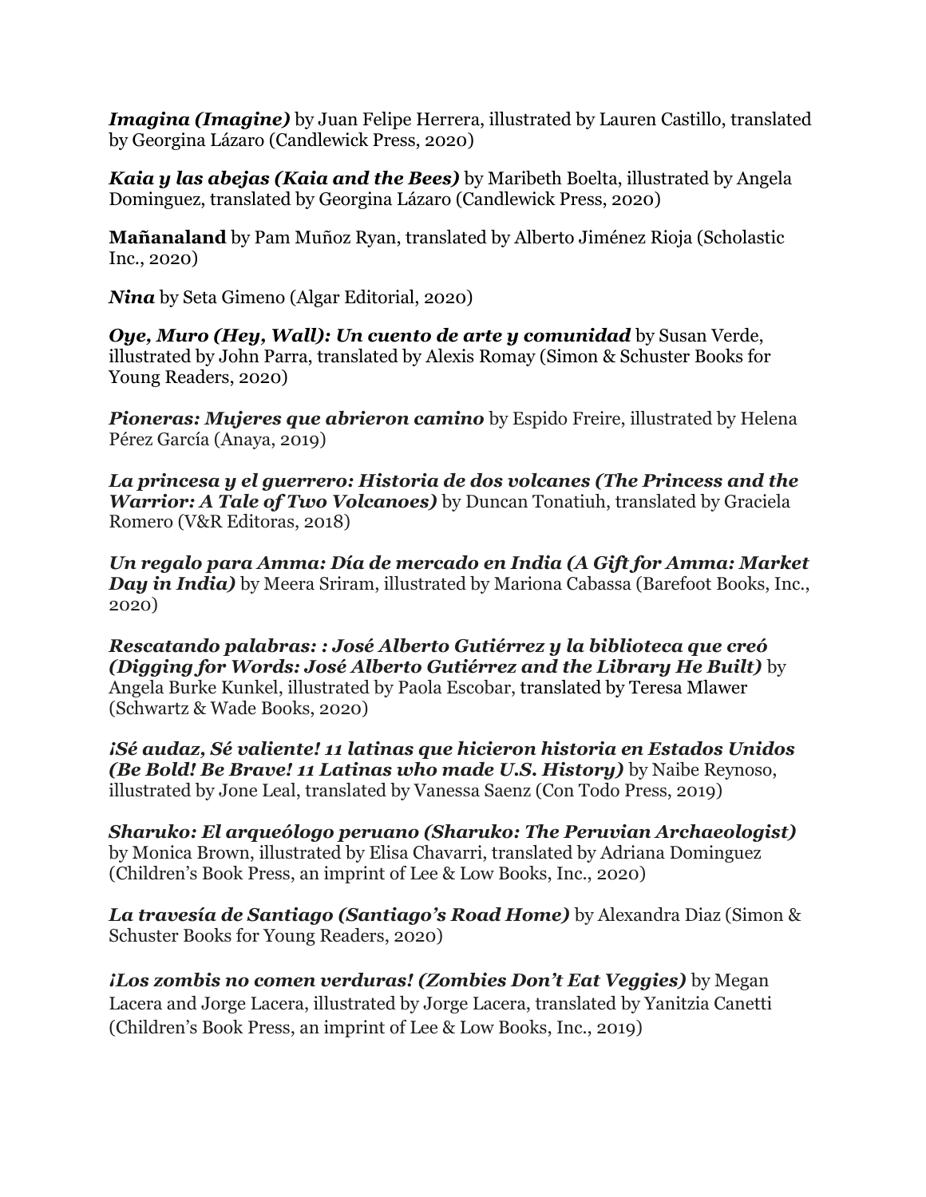***Imagina (Imagine)*** by Juan Felipe Herrera, illustrated by Lauren Castillo, translated by Georgina Lázaro (Candlewick Press, 2020)

***Kaia y las abejas (Kaia and the Bees)*** by Maribeth Boelta, illustrated by Angela Dominguez, translated by Georgina Lázaro (Candlewick Press, 2020)

**Mañanaland** by Pam Muñoz Ryan, translated by Alberto Jiménez Rioja (Scholastic Inc., 2020)

***Nina*** by Seta Gimeno (Algar Editorial, 2020)

***Oye, Muro (Hey, Wall): Un cuento de arte y comunidad*** by Susan Verde, illustrated by John Parra, translated by Alexis Romay (Simon & Schuster Books for Young Readers, 2020)

***Pioneras: Mujeres que abrieron camino*** by Espido Freire, illustrated by Helena Pérez García (Anaya, 2019)

***La princesa y el guerrero: Historia de dos volcanes (The Princess and the Warrior: A Tale of Two Volcanoes)*** by Duncan Tonatiuh, translated by Graciela Romero (V&R Editoras, 2018)

***Un regalo para Amma: Día de mercado en India (A Gift for Amma: Market Day in India)*** by Meera Sriram, illustrated by Mariona Cabassa (Barefoot Books, Inc., 2020)

***Rescatando palabras: : José Alberto Gutiérrez y la biblioteca que creó (Digging for Words: José Alberto Gutiérrez and the Library He Built)*** by Angela Burke Kunkel, illustrated by Paola Escobar, translated by Teresa Mlawer (Schwartz & Wade Books, 2020)

***¡Sé audaz, Sé valiente! 11 latinas que hicieron historia en Estados Unidos (Be Bold! Be Brave! 11 Latinas who made U.S. History)*** by Naibe Reynoso, illustrated by Jone Leal, translated by Vanessa Saenz (Con Todo Press, 2019)

***Sharuko: El arqueólogo peruano (Sharuko: The Peruvian Archaeologist)*** by Monica Brown, illustrated by Elisa Chavarri, translated by Adriana Dominguez (Children's Book Press, an imprint of Lee & Low Books, Inc., 2020)

***La travesía de Santiago (Santiago's Road Home)*** by Alexandra Diaz (Simon & Schuster Books for Young Readers, 2020)

***¡Los zombis no comen verduras! (Zombies Don't Eat Veggies)*** by Megan Lacera and Jorge Lacera, illustrated by Jorge Lacera, translated by Yanitzia Canetti (Children's Book Press, an imprint of Lee & Low Books, Inc., 2019)